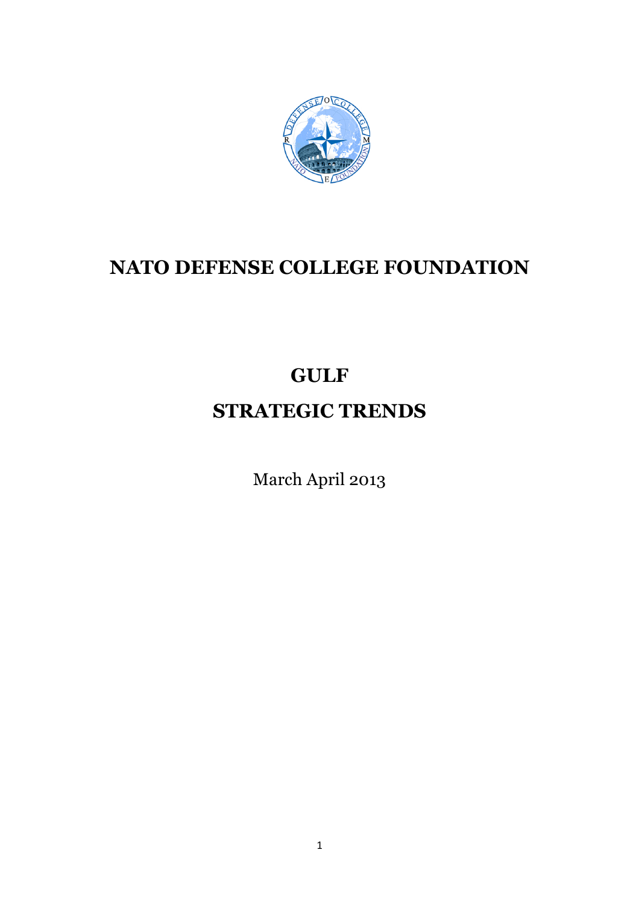# NATO DEFENSE COLLEGE FOUNDATION

# GULF

# STRATEGIC TRENDS

March April 2013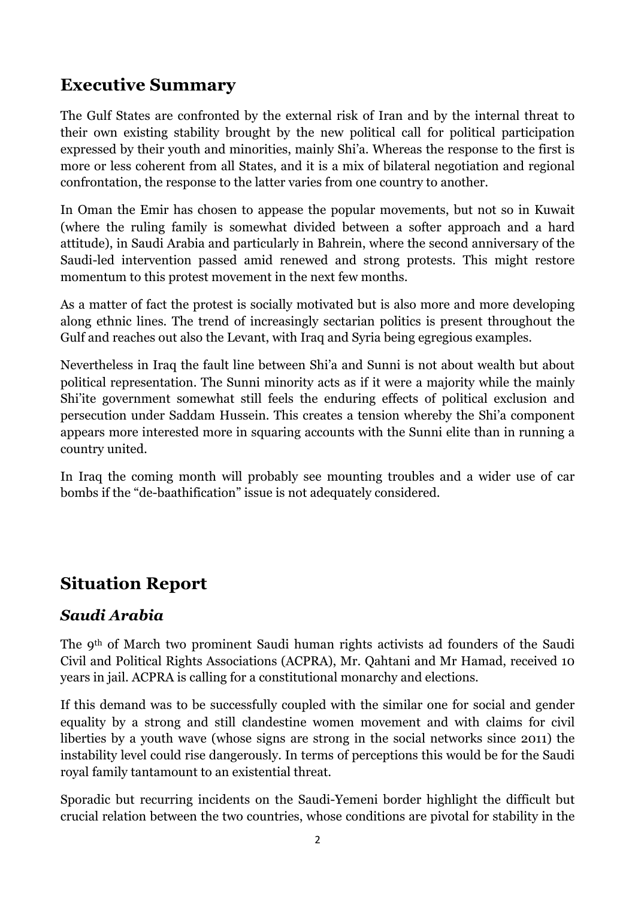## Executive Summary

The Gulf States are confronted by the external risk of Iran and by the internal threat to their own existing stability brought by the new political call for political participation expressed by their youth and minorities, mainly Shi'a. Whereas the response to the first is more or less coherent from all States, and it is a mix of bilateral negotiation and regional confrontation, the response to the latter varies from one country to another.

In Oman the Emir has chosen to appease the popular movements, but not so in Kuwait (where the ruling family is somewhat divided between a softer approach and a hard attitude), in Saudi Arabia and particularly in Bahrein, where the second anniversary of the Saudi-led intervention passed amid renewed and strong protests. This might restore momentum to this protest movement in the next few months.

As a matter of fact the protest is socially motivated but is also more and more developing along ethnic lines. The trend of increasingly sectarian politics is present throughout the Gulf and reaches out also the Levant, with Iraq and Syria being egregious examples.

Nevertheless in Iraq the fault line between Shi'a and Sunni is not about wealth but about political representation. The Sunni minority acts as if it were a majority while the mainly Shi'ite government somewhat still feels the enduring effects of political exclusion and persecution under Saddam Hussein. This creates a tension whereby the Shi'a component appears more interested more in squaring accounts with the Sunni elite than in running a country united.

In Iraq the coming month will probably see mounting troubles and a wider use of car bombs if the "de-baathification" issue is not adequately considered.

## Situation Report

### *Saudi Arabia*

The 9th of March two prominent Saudi human rights activists ad founders of the Saudi Civil and Political Rights Associations (ACPRA), Mr. Qahtani and Mr Hamad, received 10 years in jail. ACPRA is calling for a constitutional monarchy and elections.

If this demand was to be successfully coupled with the similar one for social and gender equality by a strong and still clandestine women movement and with claims for civil liberties by a youth wave (whose signs are strong in the social networks since 2011) the instability level could rise dangerously. In terms of perceptions this would be for the Saudi royal family tantamount to an existential threat.

Sporadic but recurring incidents on the Saudi-Yemeni border highlight the difficult but crucial relation between the two countries, whose conditions are pivotal for stability in the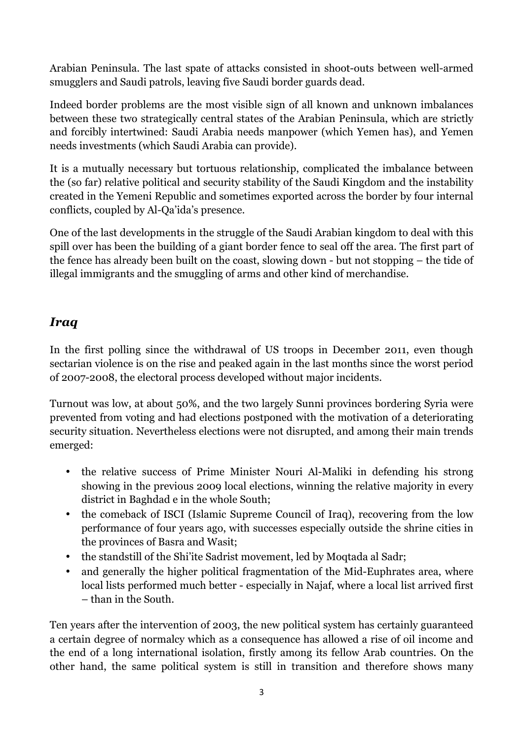Arabian Peninsula. The last spate of attacks consisted in shoot-outs between well-armed smugglers and Saudi patrols, leaving five Saudi border guards dead.

Indeed border problems are the most visible sign of all known and unknown imbalances between these two strategically central states of the Arabian Peninsula, which are strictly and forcibly intertwined: Saudi Arabia needs manpower (which Yemen has), and Yemen needs investments (which Saudi Arabia can provide).

It is a mutually necessary but tortuous relationship, complicated the imbalance between the (so far) relative political and security stability of the Saudi Kingdom and the instability created in the Yemeni Republic and sometimes exported across the border by four internal conflicts, coupled by Al-Qa'ida's presence.

One of the last developments in the struggle of the Saudi Arabian kingdom to deal with this spill over has been the building of a giant border fence to seal off the area. The first part of the fence has already been built on the coast, slowing down - but not stopping – the tide of illegal immigrants and the smuggling of arms and other kind of merchandise.

## *Iraq*

In the first polling since the withdrawal of US troops in December 2011, even though sectarian violence is on the rise and peaked again in the last months since the worst period of 2007-2008, the electoral process developed without major incidents.

Turnout was low, at about 50%, and the two largely Sunni provinces bordering Syria were prevented from voting and had elections postponed with the motivation of a deteriorating security situation. Nevertheless elections were not disrupted, and among their main trends emerged:

- the relative success of Prime Minister Nouri Al-Maliki in defending his strong showing in the previous 2009 local elections, winning the relative majority in every district in Baghdad e in the whole South;
- the comeback of ISCI (Islamic Supreme Council of Iraq), recovering from the low performance of four years ago, with successes especially outside the shrine cities in the provinces of Basra and Wasit;
- the standstill of the Shi'ite Sadrist movement, led by Moqtada al Sadr;
- and generally the higher political fragmentation of the Mid-Euphrates area, where local lists performed much better - especially in Najaf, where a local list arrived first – than in the South.

Ten years after the intervention of 2003, the new political system has certainly guaranteed a certain degree of normalcy which as a consequence has allowed a rise of oil income and the end of a long international isolation, firstly among its fellow Arab countries. On the other hand, the same political system is still in transition and therefore shows many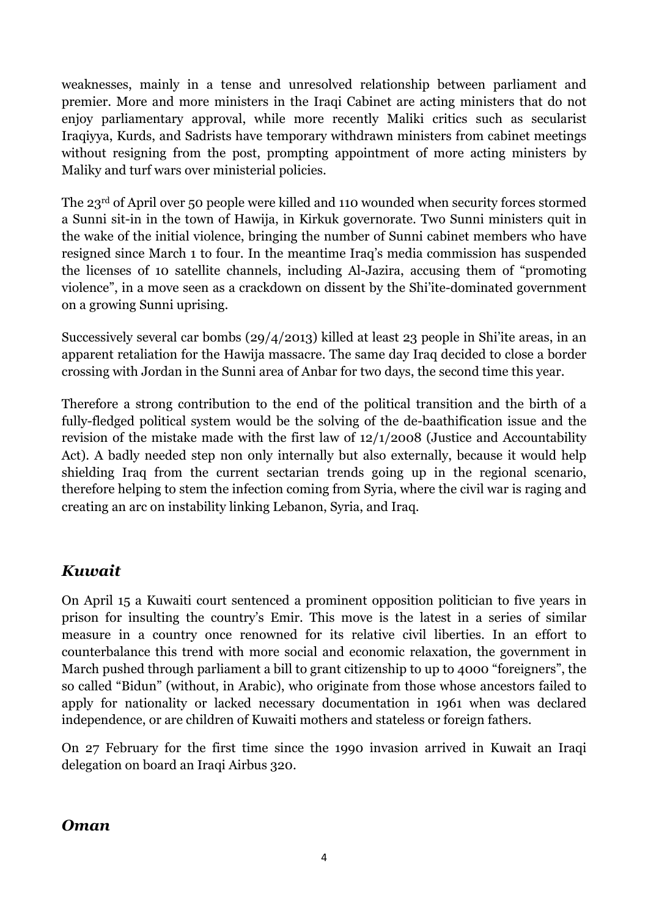weaknesses, mainly in a tense and unresolved relationship between parliament and premier. More and more ministers in the Iraqi Cabinet are acting ministers that do not enjoy parliamentary approval, while more recently Maliki critics such as secularist Iraqiyya, Kurds, and Sadrists have temporary withdrawn ministers from cabinet meetings without resigning from the post, prompting appointment of more acting ministers by Maliky and turf wars over ministerial policies.

The 23rd of April over 50 people were killed and 110 wounded when security forces stormed a Sunni sit-in in the town of Hawija, in Kirkuk governorate. Two Sunni ministers quit in the wake of the initial violence, bringing the number of Sunni cabinet members who have resigned since March 1 to four. In the meantime Iraq's media commission has suspended the licenses of 10 satellite channels, including Al-Jazira, accusing them of "promoting violence", in a move seen as a crackdown on dissent by the Shi'ite-dominated government on a growing Sunni uprising.

Successively several car bombs (29/4/2013) killed at least 23 people in Shi'ite areas, in an apparent retaliation for the Hawija massacre. The same day Iraq decided to close a border crossing with Jordan in the Sunni area of Anbar for two days, the second time this year.

Therefore a strong contribution to the end of the political transition and the birth of a fully-fledged political system would be the solving of the de-baathification issue and the revision of the mistake made with the first law of 12/1/2008 (Justice and Accountability Act). A badly needed step non only internally but also externally, because it would help shielding Iraq from the current sectarian trends going up in the regional scenario, therefore helping to stem the infection coming from Syria, where the civil war is raging and creating an arc on instability linking Lebanon, Syria, and Iraq.

## *Kuwait*

On April 15 a Kuwaiti court sentenced a prominent opposition politician to five years in prison for insulting the country's Emir. This move is the latest in a series of similar measure in a country once renowned for its relative civil liberties. In an effort to counterbalance this trend with more social and economic relaxation, the government in March pushed through parliament a bill to grant citizenship to up to 4000 "foreigners", the so called "Bidun" (without, in Arabic), who originate from those whose ancestors failed to apply for nationality or lacked necessary documentation in 1961 when was declared independence, or are children of Kuwaiti mothers and stateless or foreign fathers.

On 27 February for the first time since the 1990 invasion arrived in Kuwait an Iraqi delegation on board an Iraqi Airbus 320.

## *Oman*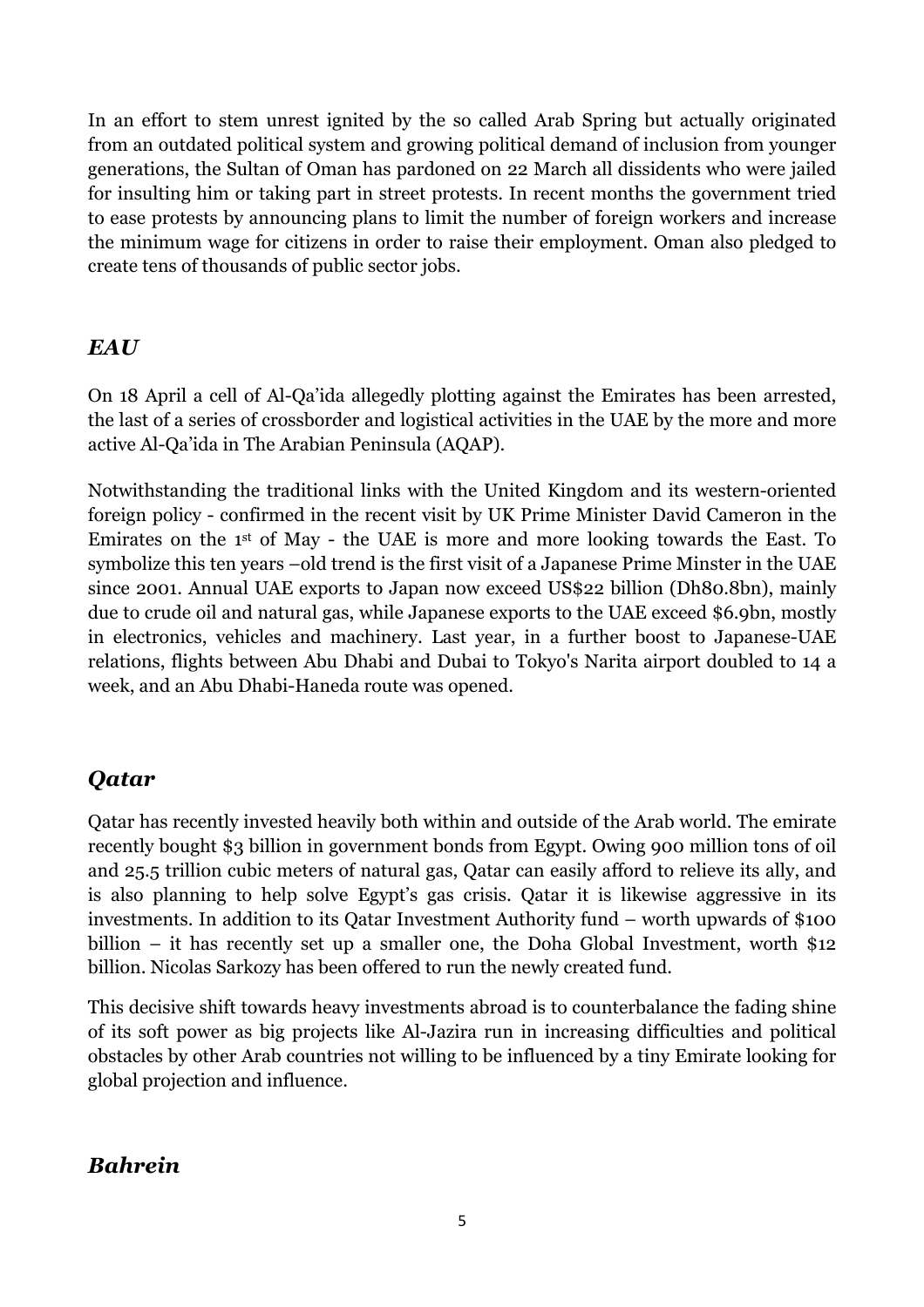In an effort to stem unrest ignited by the so called Arab Spring but actually originated from an outdated political system and growing political demand of inclusion from younger generations, the Sultan of Oman has pardoned on 22 March all dissidents who were jailed for insulting him or taking part in street protests. In recent months the government tried to ease protests by announcing plans to limit the number of foreign workers and increase the minimum wage for citizens in order to raise their employment. Oman also pledged to create tens of thousands of public sector jobs.

## *EAU*

On 18 April a cell of Al-Qa'ida allegedly plotting against the Emirates has been arrested, the last of a series of crossborder and logistical activities in the UAE by the more and more active Al-Qa'ida in The Arabian Peninsula (AQAP).

Notwithstanding the traditional links with the United Kingdom and its western-oriented foreign policy - confirmed in the recent visit by UK Prime Minister David Cameron in the Emirates on the 1st of May - the UAE is more and more looking towards the East. To symbolize this ten years –old trend is the first visit of a Japanese Prime Minster in the UAE since 2001. Annual UAE exports to Japan now exceed US$22 billion (Dh80.8bn), mainly due to crude oil and natural gas, while Japanese exports to the UAE exceed $6.9bn, mostly in electronics, vehicles and machinery. Last year, in a further boost to Japanese-UAE relations, flights between Abu Dhabi and Dubai to Tokyo's Narita airport doubled to 14 a week, and an Abu Dhabi-Haneda route was opened.

## *Qatar*

Qatar has recently invested heavily both within and outside of the Arab world. The emirate recently bought $3 billion in government bonds from Egypt. Owing 900 million tons of oil and 25.5 trillion cubic meters of natural gas, Qatar can easily afford to relieve its ally, and is also planning to help solve Egypt's gas crisis. Qatar it is likewise aggressive in its investments. In addition to its Qatar Investment Authority fund – worth upwards of $100 billion – it has recently set up a smaller one, the Doha Global Investment, worth $12 billion. Nicolas Sarkozy has been offered to run the newly created fund.

This decisive shift towards heavy investments abroad is to counterbalance the fading shine of its soft power as big projects like Al-Jazira run in increasing difficulties and political obstacles by other Arab countries not willing to be influenced by a tiny Emirate looking for global projection and influence.

## *Bahrein*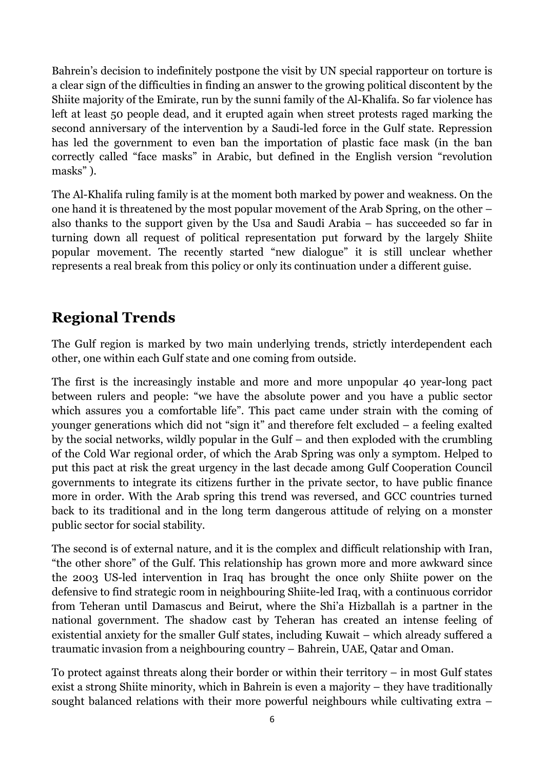Bahrein's decision to indefinitely postpone the visit by UN special rapporteur on torture is a clear sign of the difficulties in finding an answer to the growing political discontent by the Shiite majority of the Emirate, run by the sunni family of the Al-Khalifa. So far violence has left at least 50 people dead, and it erupted again when street protests raged marking the second anniversary of the intervention by a Saudi-led force in the Gulf state. Repression has led the government to even ban the importation of plastic face mask (in the ban correctly called "face masks" in Arabic, but defined in the English version "revolution masks" ).

The Al-Khalifa ruling family is at the moment both marked by power and weakness. On the one hand it is threatened by the most popular movement of the Arab Spring, on the other – also thanks to the support given by the Usa and Saudi Arabia – has succeeded so far in turning down all request of political representation put forward by the largely Shiite popular movement. The recently started "new dialogue" it is still unclear whether represents a real break from this policy or only its continuation under a different guise.

## Regional Trends

The Gulf region is marked by two main underlying trends, strictly interdependent each other, one within each Gulf state and one coming from outside.

The first is the increasingly instable and more and more unpopular 40 year-long pact between rulers and people: "we have the absolute power and you have a public sector which assures you a comfortable life". This pact came under strain with the coming of younger generations which did not "sign it" and therefore felt excluded – a feeling exalted by the social networks, wildly popular in the Gulf – and then exploded with the crumbling of the Cold War regional order, of which the Arab Spring was only a symptom. Helped to put this pact at risk the great urgency in the last decade among Gulf Cooperation Council governments to integrate its citizens further in the private sector, to have public finance more in order. With the Arab spring this trend was reversed, and GCC countries turned back to its traditional and in the long term dangerous attitude of relying on a monster public sector for social stability.

The second is of external nature, and it is the complex and difficult relationship with Iran, "the other shore" of the Gulf. This relationship has grown more and more awkward since the 2003 US-led intervention in Iraq has brought the once only Shiite power on the defensive to find strategic room in neighbouring Shiite-led Iraq, with a continuous corridor from Teheran until Damascus and Beirut, where the Shi'a Hizballah is a partner in the national government. The shadow cast by Teheran has created an intense feeling of existential anxiety for the smaller Gulf states, including Kuwait – which already suffered a traumatic invasion from a neighbouring country – Bahrein, UAE, Qatar and Oman.

To protect against threats along their border or within their territory – in most Gulf states exist a strong Shiite minority, which in Bahrein is even a majority – they have traditionally sought balanced relations with their more powerful neighbours while cultivating extra –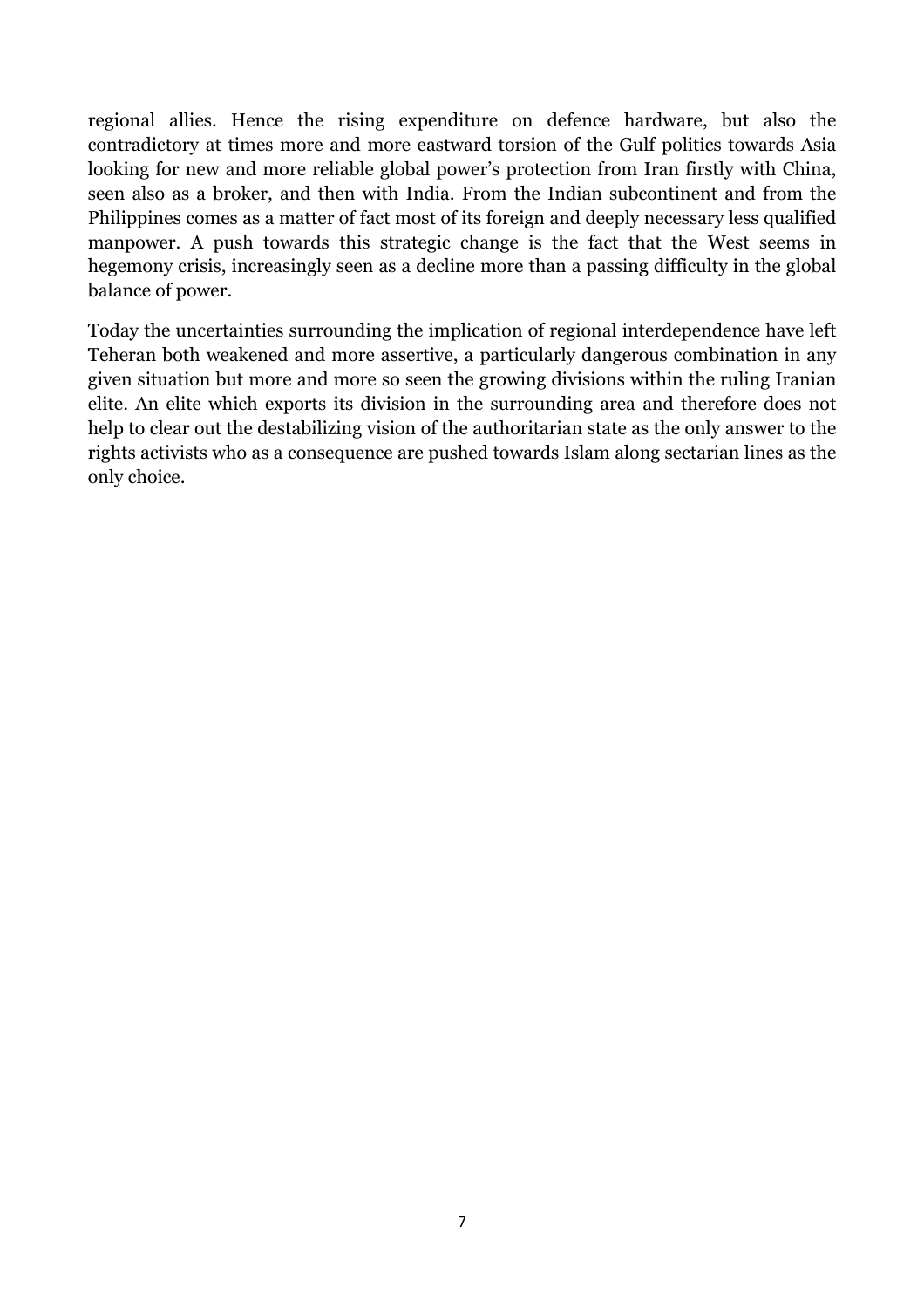regional allies. Hence the rising expenditure on defence hardware, but also the contradictory at times more and more eastward torsion of the Gulf politics towards Asia looking for new and more reliable global power's protection from Iran firstly with China, seen also as a broker, and then with India. From the Indian subcontinent and from the Philippines comes as a matter of fact most of its foreign and deeply necessary less qualified manpower. A push towards this strategic change is the fact that the West seems in hegemony crisis, increasingly seen as a decline more than a passing difficulty in the global balance of power.

Today the uncertainties surrounding the implication of regional interdependence have left Teheran both weakened and more assertive, a particularly dangerous combination in any given situation but more and more so seen the growing divisions within the ruling Iranian elite. An elite which exports its division in the surrounding area and therefore does not help to clear out the destabilizing vision of the authoritarian state as the only answer to the rights activists who as a consequence are pushed towards Islam along sectarian lines as the only choice.